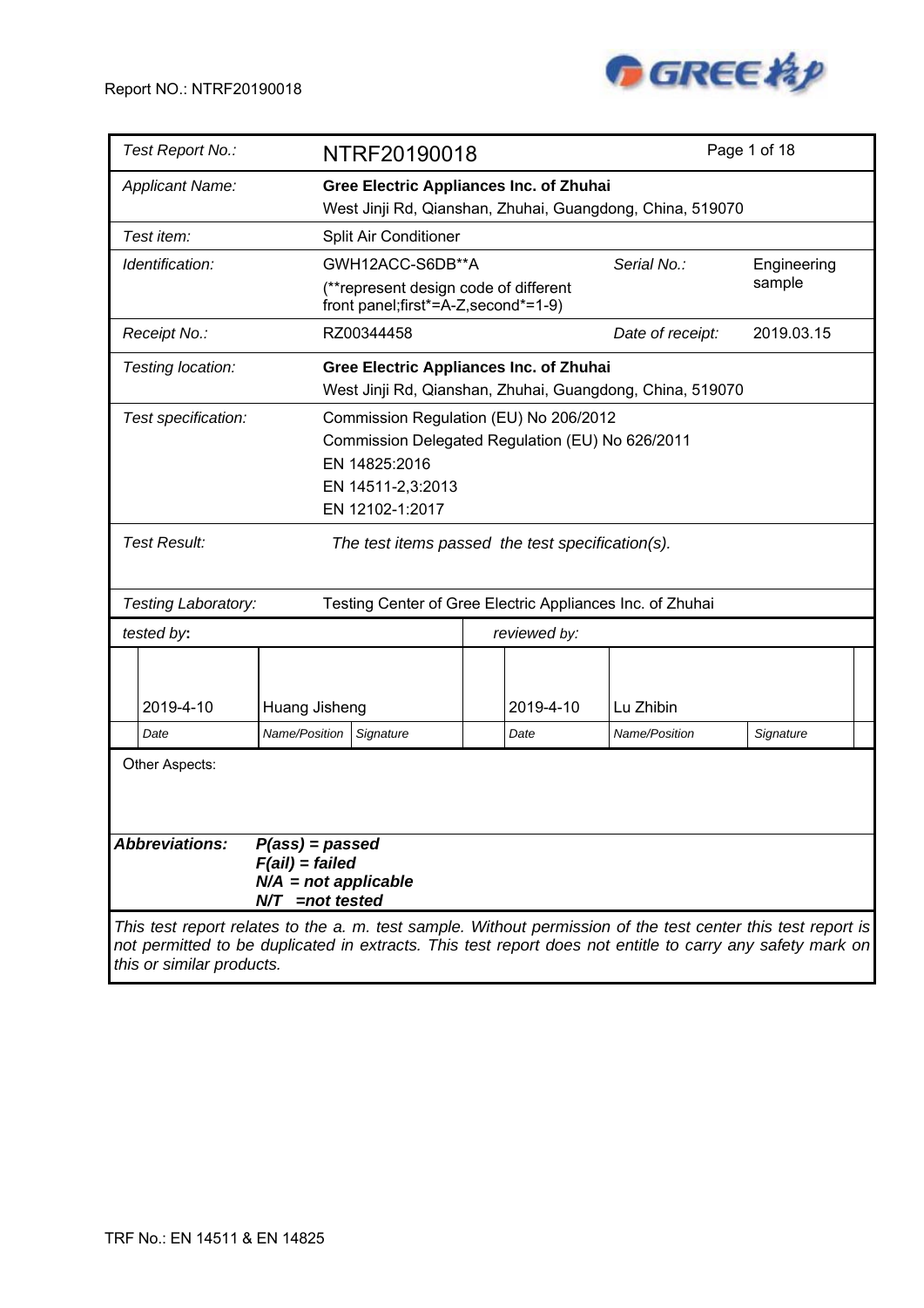| | | | |
|---|---|---|---|
| *Test Report No.:* | NTRF20190018 | | |
| *Applicant Name:* | **Gree Electric Appliances Inc. of Zhuhai**<br>West Jinji Rd, Qianshan, Zhuhai, Guangdong, China, 519070 | | |
| *Test item:* | Split Air Conditioner | | |
| *Identification:* | GWH12ACC-S6DB**A<br>(**represent design code of different front panel;first*=A-Z,second*=1-9) | *Serial No.:* | Engineering sample |
| *Receipt No.:* | RZ00344458 | *Date of receipt:* | 2019.03.15 |
| *Testing location:* | **Gree Electric Appliances Inc. of Zhuhai**<br>West Jinji Rd, Qianshan, Zhuhai, Guangdong, China, 519070 | | |
| *Test specification:* | Commission Regulation (EU) No 206/2012<br>Commission Delegated Regulation (EU) No 626/2011<br>EN 14825:2016<br>EN 14511-2,3:2013<br>EN 12102-1:2017 | | |
| *Test Result:* | *The test items passed the test specification(s).* | | |
| *Testing Laboratory:* | Testing Center of Gree Electric Appliances Inc. of Zhuhai | | |

| *tested by:* | | | *reviewed by:* | | |
|---|---|---|---|---|---|
| 2019-4-10 | Huang Jisheng | | 2019-4-10 | Lu Zhibin | |
| *Date* | *Name/Position* | *Signature* | *Date* | *Name/Position* | *Signature* |

Other Aspects:

***Abbreviations:***
***P(ass) = passed***
***F(ail) = failed***
***N/A = not applicable***
***N/T =not tested***

*This test report relates to the a. m. test sample. Without permission of the test center this test report is not permitted to be duplicated in extracts. This test report does not entitle to carry any safety mark on this or similar products.*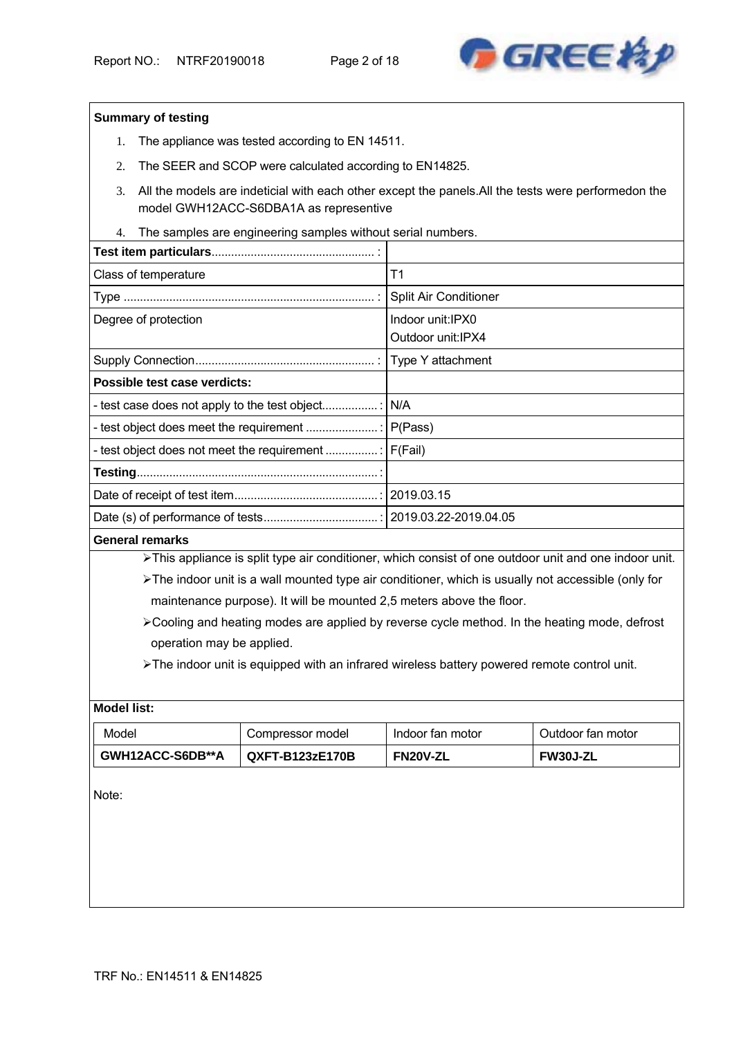**Summary of testing**

1. The appliance was tested according to EN 14511.
2. The SEER and SCOP were calculated according to EN14825.
3. All the models are indeticial with each other except the panels.All the tests were performedon the model GWH12ACC-S6DBA1A as representive
4. The samples are engineering samples without serial numbers.

| | |
|---|---|
| **Test item particulars**................................................ : | |
| Class of temperature | T1 |
| Type ............................................................................ : | Split Air Conditioner |
| Degree of protection | Indoor unit:IPX0<br>Outdoor unit:IPX4 |
| Supply Connection...................................................... : | Type Y attachment |
| **Possible test case verdicts:** | |
| - test case does not apply to the test object................. : | N/A |
| - test object does meet the requirement ...................... : | P(Pass) |
| - test object does not meet the requirement ................ : | F(Fail) |
| **Testing**......................................................................... : | |
| Date of receipt of test item............................................ : | 2019.03.15 |
| Date (s) of performance of tests................................... : | 2019.03.22-2019.04.05 |

**General remarks**

- This appliance is split type air conditioner, which consist of one outdoor unit and one indoor unit.
- The indoor unit is a wall mounted type air conditioner, which is usually not accessible (only for maintenance purpose). It will be mounted 2,5 meters above the floor.
- Cooling and heating modes are applied by reverse cycle method. In the heating mode, defrost operation may be applied.
- The indoor unit is equipped with an infrared wireless battery powered remote control unit.

**Model list:**

| Model | Compressor model | Indoor fan motor | Outdoor fan motor |
|---|---|---|---|
| **GWH12ACC-S6DB**A** | **QXFT-B123zE170B** | **FN20V-ZL** | **FW30J-ZL** |

Note:

TRF No.: EN14511 & EN14825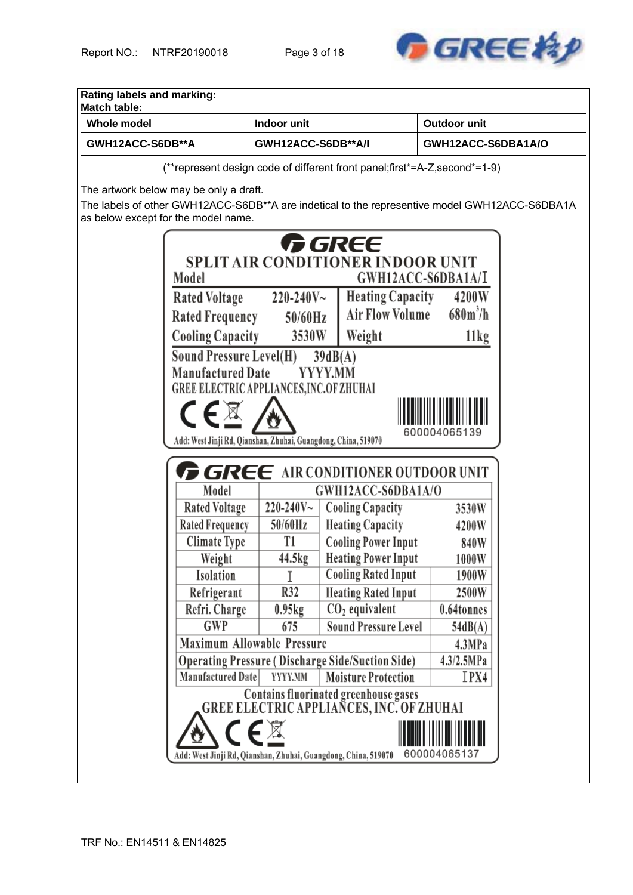**Rating labels and marking:**
**Match table:**

| Whole model | Indoor unit | Outdoor unit |
|---|---|---|
| GWH12ACC-S6DB**A | GWH12ACC-S6DB**A/I | GWH12ACC-S6DBA1A/O |
| (**represent design code of different front panel;first*=A-Z,second*=1-9) | | |

The artwork below may be only a draft.

The labels of other GWH12ACC-S6DB**A are indetical to the representive model GWH12ACC-S6DBA1A as below except for the model name.

**GREE**

**SPLIT AIR CONDITIONER INDOOR UNIT**

Model GWH12ACC-S6DBA1A/I

| | | | |
|---|---|---|---|
| Rated Voltage | 220-240V~ | Heating Capacity | 4200W |
| Rated Frequency | 50/60Hz | Air Flow Volume | 680m³/h |
| Cooling Capacity | 3530W | Weight | 11kg |

Sound Pressure Level(H) 39dB(A)

Manufactured Date YYYY.MM

GREE ELECTRIC APPLIANCES,INC.OF ZHUHAI

600004065139

Add: West Jinji Rd, Qianshan, Zhuhai, Guangdong, China, 519070

**GREE AIR CONDITIONER OUTDOOR UNIT**

| | | | |
|---|---|---|---|
| Model | GWH12ACC-S6DBA1A/O | | |
| Rated Voltage | 220-240V~ | Cooling Capacity | 3530W |
| Rated Frequency | 50/60Hz | Heating Capacity | 4200W |
| Climate Type | T1 | Cooling Power Input | 840W |
| Weight | 44.5kg | Heating Power Input | 1000W |
| Isolation | I | Cooling Rated Input | 1900W |
| Refrigerant | R32 | Heating Rated Input | 2500W |
| Refri. Charge | 0.95kg | $CO_2$ equivalent | 0.64tonnes |
| GWP | 675 | Sound Pressure Level | 54dB(A) |
| Maximum Allowable Pressure | | | 4.3MPa |
| Operating Pressure (Discharge Side/Suction Side) | | | 4.3/2.5MPa |
| Manufactured Date | YYYY.MM | Moisture Protection | IPX4 |

Contains fluorinated greenhouse gases

GREE ELECTRIC APPLIANCES, INC. OF ZHUHAI

Add: West Jinji Rd, Qianshan, Zhuhai, Guangdong, China, 519070

600004065137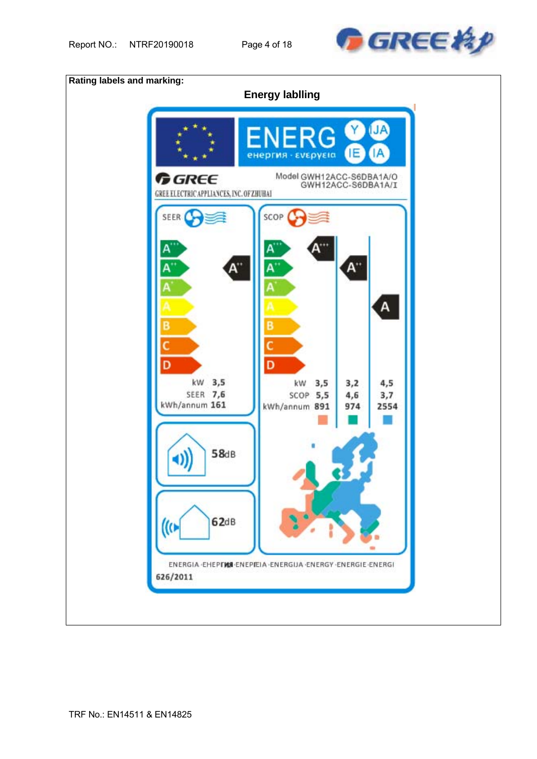**Rating labels and marking:**

## Energy lablling

ENERG
енергия · ενεργεια
Y IJA IE IA

GREE
GREE ELECTRIC APPLIANCES, INC. OF ZHUHAI

Model GWH12ACC-S6DBA1A/O
GWH12ACC-S6DBA1A/I

SEER

A+++
A++
A+
A
B
C
D

A++

kW 3,5
SEER 7,6
kWh/annum 161

SCOP

A+++
A++
A+
A
B
C
D

A+++ A++ A

kW 3,5 3,2 4,5
SCOP 5,5 4,6 3,7
kWh/annum 891 974 2554

58dB

62dB

ENERGIA·ЕНЕРГИЯ·ΕΝΕΡΓΕΙΑ·ENERGIJA·ENERGY·ENERGIE·ENERGI
626/2011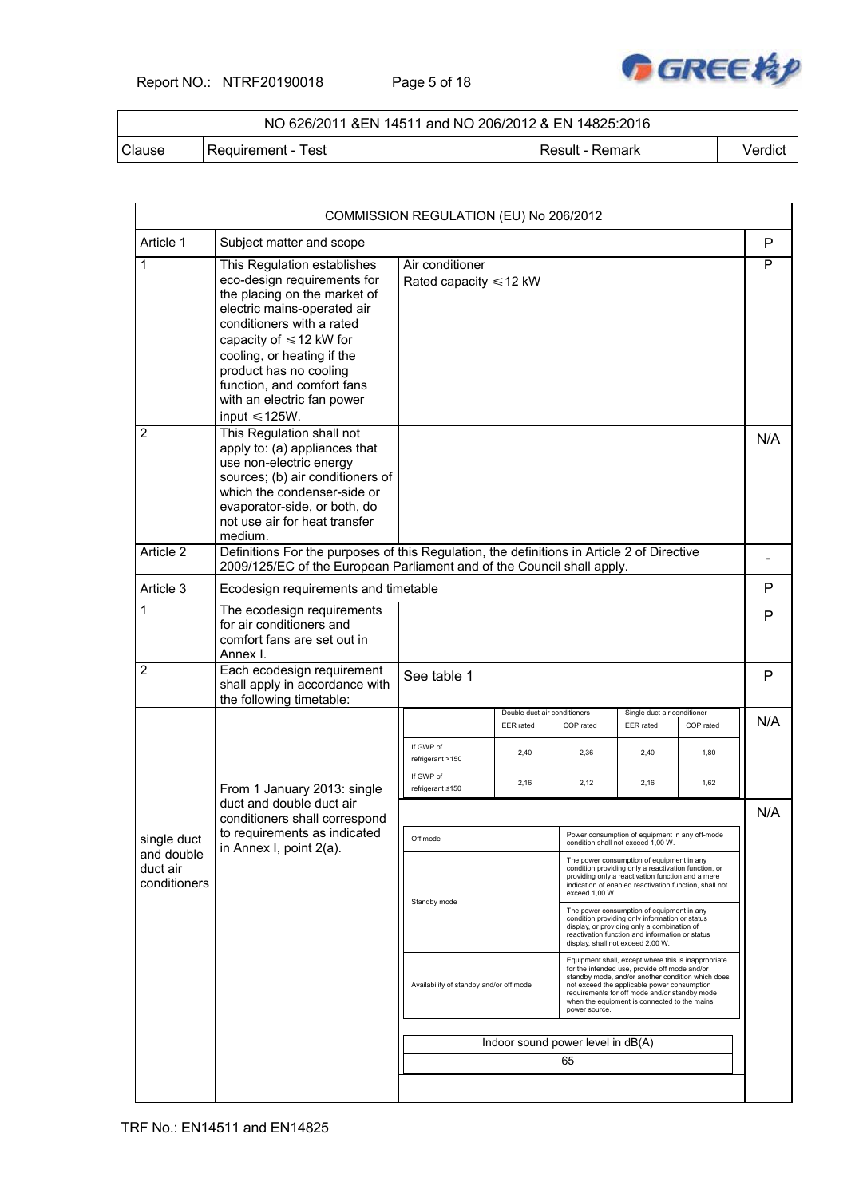| NO 626/2011 &EN 14511 and NO 206/2012 & EN 14825:2016 | | | |
|---|---|---|---|
| Clause | Requirement - Test | Result - Remark | Verdict |

| COMMISSION REGULATION (EU) No 206/2012 | | | |
|---|---|---|---|
| Article 1 | Subject matter and scope | | P |
| 1 | This Regulation establishes eco-design requirements for the placing on the market of electric mains-operated air conditioners with a rated capacity of ≤12 kW for cooling, or heating if the product has no cooling function, and comfort fans with an electric fan power input ≤125W. | Air conditioner<br>Rated capacity ≤12 kW | P |
| 2 | This Regulation shall not apply to: (a) appliances that use non-electric energy sources; (b) air conditioners of which the condenser-side or evaporator-side, or both, do not use air for heat transfer medium. | | N/A |
| Article 2 | Definitions For the purposes of this Regulation, the definitions in Article 2 of Directive 2009/125/EC of the European Parliament and of the Council shall apply. | | - |
| Article 3 | Ecodesign requirements and timetable | | P |
| 1 | The ecodesign requirements for air conditioners and comfort fans are set out in Annex I. | | P |
| 2 | Each ecodesign requirement shall apply in accordance with the following timetable: | See table 1 | P |
| single duct and double duct air conditioners | From 1 January 2013: single duct and double duct air conditioners shall correspond to requirements as indicated in Annex I, point 2(a). | (see tables below) | N/A<br>N/A |

| | Double duct air conditioners | | Single duct air conditioner | |
|---|---|---|---|---|
| | EER rated | COP rated | EER rated | COP rated |
| If GWP of refrigerant >150 | 2,40 | 2,36 | 2,40 | 1,80 |
| If GWP of refrigerant ≤150 | 2,16 | 2,12 | 2,16 | 1,62 |

| | |
|---|---|
| Off mode | Power consumption of equipment in any off-mode condition shall not exceed 1,00 W. |
| Standby mode | The power consumption of equipment in any condition providing only a reactivation function, or providing only a reactivation function and a mere indication of enabled reactivation function, shall not exceed 1,00 W. |
| | The power consumption of equipment in any condition providing only information or status display, or providing only a combination of reactivation function and information or status display, shall not exceed 2,00 W. |
| Availability of standby and/or off mode | Equipment shall, except where this is inappropriate for the intended use, provide off mode and/or standby mode, and/or another condition which does not exceed the applicable power consumption requirements for off mode and/or standby mode when the equipment is connected to the mains power source. |

| Indoor sound power level in dB(A) |
|---|
| 65 |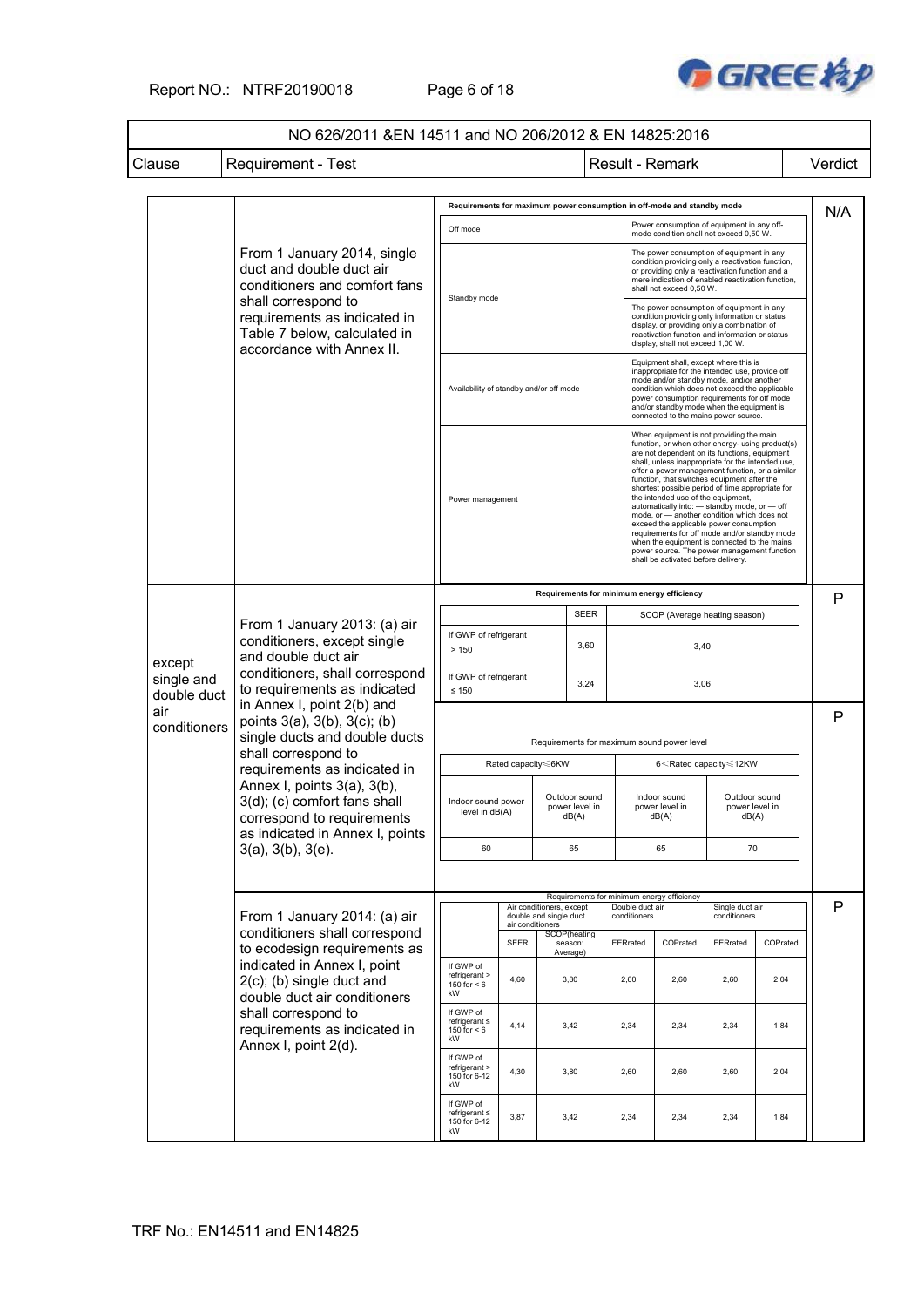| NO 626/2011 &EN 14511 and NO 206/2012 & EN 14825:2016 | | | |
|---|---|---|---|
| Clause | Requirement - Test | Result - Remark | Verdict |
| | From 1 January 2014, single duct and double duct air conditioners and comfort fans shall correspond to requirements as indicated in Table 7 below, calculated in accordance with Annex II. | (see table "Requirements for maximum power consumption in off-mode and standby mode" below) | N/A |
| except single and double duct air conditioners | From 1 January 2013: (a) air conditioners, except single and double duct air conditioners, shall correspond to requirements as indicated in Annex I, point 2(b) and points 3(a), 3(b), 3(c); (b) single ducts and double ducts shall correspond to requirements as indicated in Annex I, points 3(a), 3(b), 3(d); (c) comfort fans shall correspond to requirements as indicated in Annex I, points 3(a), 3(b), 3(e). | (see tables "Requirements for minimum energy efficiency" and "Requirements for maximum sound power level" below) | P<br>P |
| | From 1 January 2014: (a) air conditioners shall correspond to ecodesign requirements as indicated in Annex I, point 2(c); (b) single duct and double duct air conditioners shall correspond to requirements as indicated in Annex I, point 2(d). | (see table "Requirements for minimum energy efficiency" below) | P |

**Requirements for maximum power consumption in off-mode and standby mode**

| | |
|---|---|
| Off mode | Power consumption of equipment in any off-mode condition shall not exceed 0,50 W. |
| Standby mode | The power consumption of equipment in any condition providing only a reactivation function, or providing only a reactivation function and a mere indication of enabled reactivation function, shall not exceed 0,50 W. |
| | The power consumption of equipment in any condition providing only information or status display, or providing only a combination of reactivation function and information or status display, shall not exceed 1,00 W. |
| Availability of standby and/or off mode | Equipment shall, except where this is inappropriate for the intended use, provide off mode and/or standby mode, and/or another condition which does not exceed the applicable power consumption requirements for off mode and/or standby mode when the equipment is connected to the mains power source. |
| Power management | When equipment is not providing the main function, or when other energy- using product(s) are not dependent on its functions, equipment shall, unless inappropriate for the intended use, offer a power management function, or a similar function, that switches equipment after the shortest possible period of time appropriate for the intended use of the equipment, automatically into: — standby mode, or — off mode, or — another condition which does not exceed the applicable power consumption requirements for off mode and/or standby mode when the equipment is connected to the mains power source. The power management function shall be activated before delivery. |

**Requirements for minimum energy efficiency**

| | SEER | SCOP (Average heating season) |
|---|---|---|
| If GWP of refrigerant > 150 | 3,60 | 3,40 |
| If GWP of refrigerant ≤ 150 | 3,24 | 3,06 |

**Requirements for maximum sound power level**

| Rated capacity≤6KW | | 6<Rated capacity≤12KW | |
|---|---|---|---|
| Indoor sound power level in dB(A) | Outdoor sound power level in dB(A) | Indoor sound power level in dB(A) | Outdoor sound power level in dB(A) |
| 60 | 65 | 65 | 70 |

**Requirements for minimum energy efficiency**

| | Air conditioners, except double and single duct air conditioners | | Double duct air conditioners | | Single duct air conditioners | |
|---|---|---|---|---|---|---|
| | SEER | SCOP(heating season: Average) | EERrated | COPrated | EERrated | COPrated |
| If GWP of refrigerant > 150 for < 6 kW | 4,60 | 3,80 | 2,60 | 2,60 | 2,60 | 2,04 |
| If GWP of refrigerant ≤ 150 for < 6 kW | 4,14 | 3,42 | 2,34 | 2,34 | 2,34 | 1,84 |
| If GWP of refrigerant > 150 for 6-12 kW | 4,30 | 3,80 | 2,60 | 2,60 | 2,60 | 2,04 |
| If GWP of refrigerant ≤ 150 for 6-12 kW | 3,87 | 3,42 | 2,34 | 2,34 | 2,34 | 1,84 |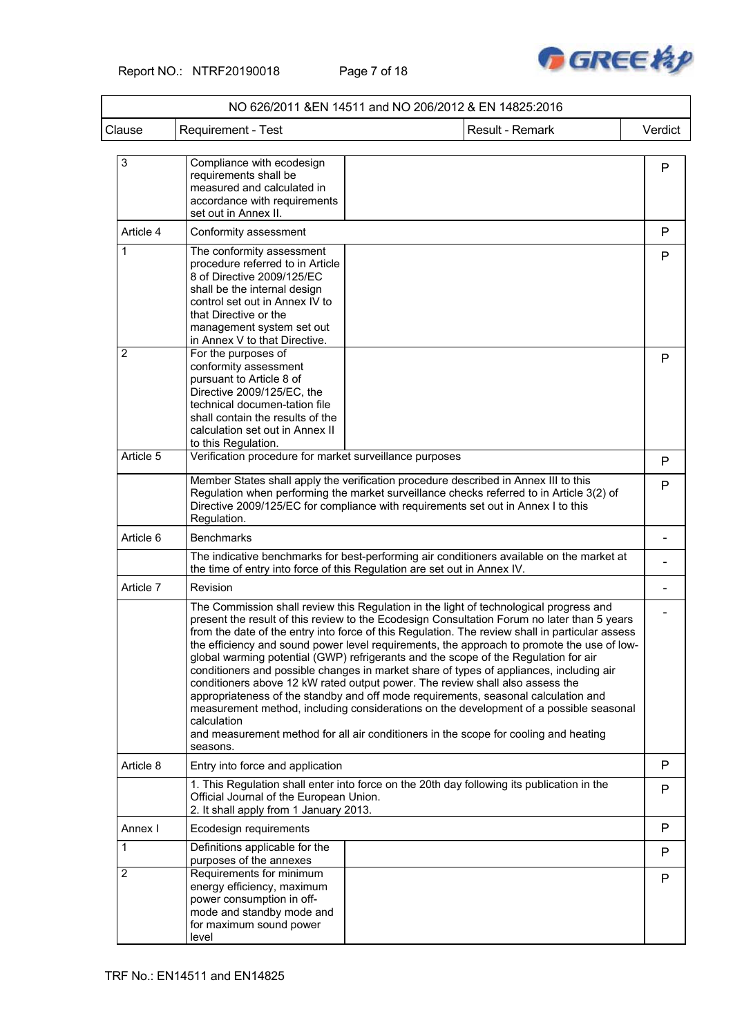| NO 626/2011 &EN 14511 and NO 206/2012 & EN 14825:2016 | | | |
|---|---|---|---|
| Clause | Requirement - Test | Result - Remark | Verdict |
| 3 | Compliance with ecodesign requirements shall be measured and calculated in accordance with requirements set out in Annex II. | | P |
| Article 4 | Conformity assessment | | P |
| 1 | The conformity assessment procedure referred to in Article 8 of Directive 2009/125/EC shall be the internal design control set out in Annex IV to that Directive or the management system set out in Annex V to that Directive. | | P |
| 2 | For the purposes of conformity assessment pursuant to Article 8 of Directive 2009/125/EC, the technical documen-tation file shall contain the results of the calculation set out in Annex II to this Regulation. | | P |
| Article 5 | Verification procedure for market surveillance purposes | | P |
| | Member States shall apply the verification procedure described in Annex III to this Regulation when performing the market surveillance checks referred to in Article 3(2) of Directive 2009/125/EC for compliance with requirements set out in Annex I to this Regulation. | | P |
| Article 6 | Benchmarks | | - |
| | The indicative benchmarks for best-performing air conditioners available on the market at the time of entry into force of this Regulation are set out in Annex IV. | | - |
| Article 7 | Revision | | - |
| | The Commission shall review this Regulation in the light of technological progress and present the result of this review to the Ecodesign Consultation Forum no later than 5 years from the date of the entry into force of this Regulation. The review shall in particular assess the efficiency and sound power level requirements, the approach to promote the use of low-global warming potential (GWP) refrigerants and the scope of the Regulation for air conditioners and possible changes in market share of types of appliances, including air conditioners above 12 kW rated output power. The review shall also assess the appropriateness of the standby and off mode requirements, seasonal calculation and measurement method, including considerations on the development of a possible seasonal calculation and measurement method for all air conditioners in the scope for cooling and heating seasons. | | - |
| Article 8 | Entry into force and application | | P |
| | 1. This Regulation shall enter into force on the 20th day following its publication in the Official Journal of the European Union.<br>2. It shall apply from 1 January 2013. | | P |
| Annex I | Ecodesign requirements | | P |
| 1 | Definitions applicable for the purposes of the annexes | | P |
| 2 | Requirements for minimum energy efficiency, maximum power consumption in off-mode and standby mode and for maximum sound power level | | P |

TRF No.: EN14511 and EN14825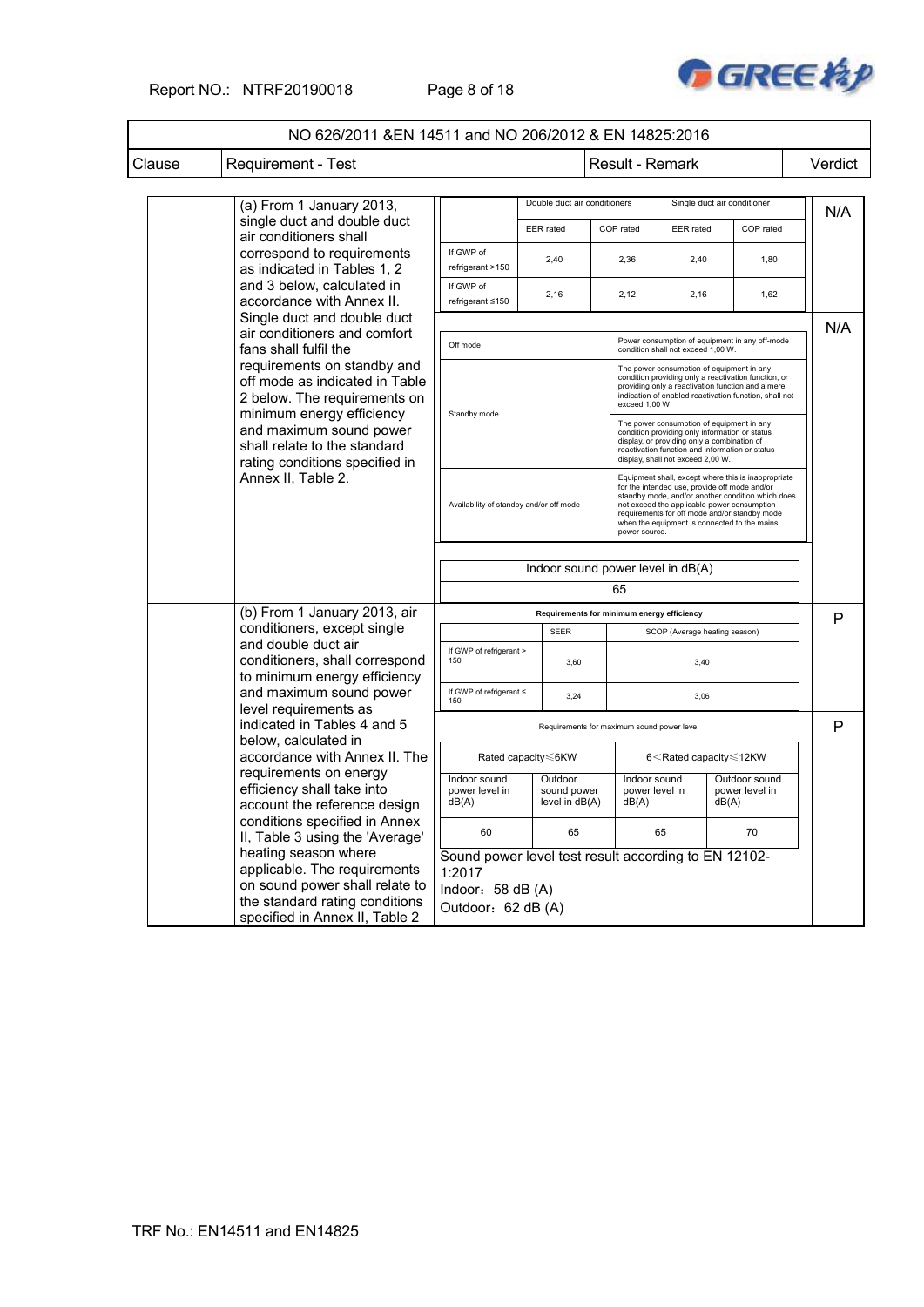NO 626/2011 &EN 14511 and NO 206/2012 & EN 14825:2016

| Clause | Requirement - Test | Result - Remark | Verdict |
|---|---|---|---|
| | (a) From 1 January 2013, single duct and double duct air conditioners shall correspond to requirements as indicated in Tables 1, 2 and 3 below, calculated in accordance with Annex II. Single duct and double duct air conditioners and comfort fans shall fulfil the requirements on standby and off mode as indicated in Table 2 below. The requirements on minimum energy efficiency and maximum sound power shall relate to the standard rating conditions specified in Annex II, Table 2. | See tables below | N/A<br>N/A |
| | (b) From 1 January 2013, air conditioners, except single and double duct air conditioners, shall correspond to minimum energy efficiency and maximum sound power level requirements as indicated in Tables 4 and 5 below, calculated in accordance with Annex II. The requirements on energy efficiency shall take into account the reference design conditions specified in Annex II, Table 3 using the 'Average' heating season where applicable. The requirements on sound power shall relate to the standard rating conditions specified in Annex II, Table 2 | See tables below<br>Sound power level test result according to EN 12102-1:2017<br>Indoor：58 dB (A)<br>Outdoor：62 dB (A) | P<br>P |

| | Double duct air conditioners | | Single duct air conditioner | |
|---|---|---|---|---|
| | EER rated | COP rated | EER rated | COP rated |
| If GWP of refrigerant >150 | 2,40 | 2,36 | 2,40 | 1,80 |
| If GWP of refrigerant ≤150 | 2,16 | 2,12 | 2,16 | 1,62 |

| | |
|---|---|
| Off mode | Power consumption of equipment in any off-mode condition shall not exceed 1,00 W. |
| Standby mode | The power consumption of equipment in any condition providing only a reactivation function, or providing only a reactivation function and a mere indication of enabled reactivation function, shall not exceed 1,00 W. |
| | The power consumption of equipment in any condition providing only information or status display, or providing only a combination of reactivation function and information or status display, shall not exceed 2,00 W. |
| Availability of standby and/or off mode | Equipment shall, except where this is inappropriate for the intended use, provide off mode and/or standby mode, and/or another condition which does not exceed the applicable power consumption requirements for off mode and/or standby mode when the equipment is connected to the mains power source. |

| Indoor sound power level in dB(A) |
|---|
| 65 |

Requirements for minimum energy efficiency

| | SEER | SCOP (Average heating season) |
|---|---|---|
| If GWP of refrigerant > 150 | 3,60 | 3,40 |
| If GWP of refrigerant ≤ 150 | 3,24 | 3,06 |

Requirements for maximum sound power level

| Rated capacity≤6KW | | 6＜Rated capacity≤12KW | |
|---|---|---|---|
| Indoor sound power level in dB(A) | Outdoor sound power level in dB(A) | Indoor sound power level in dB(A) | Outdoor sound power level in dB(A) |
| 60 | 65 | 65 | 70 |

TRF No.: EN14511 and EN14825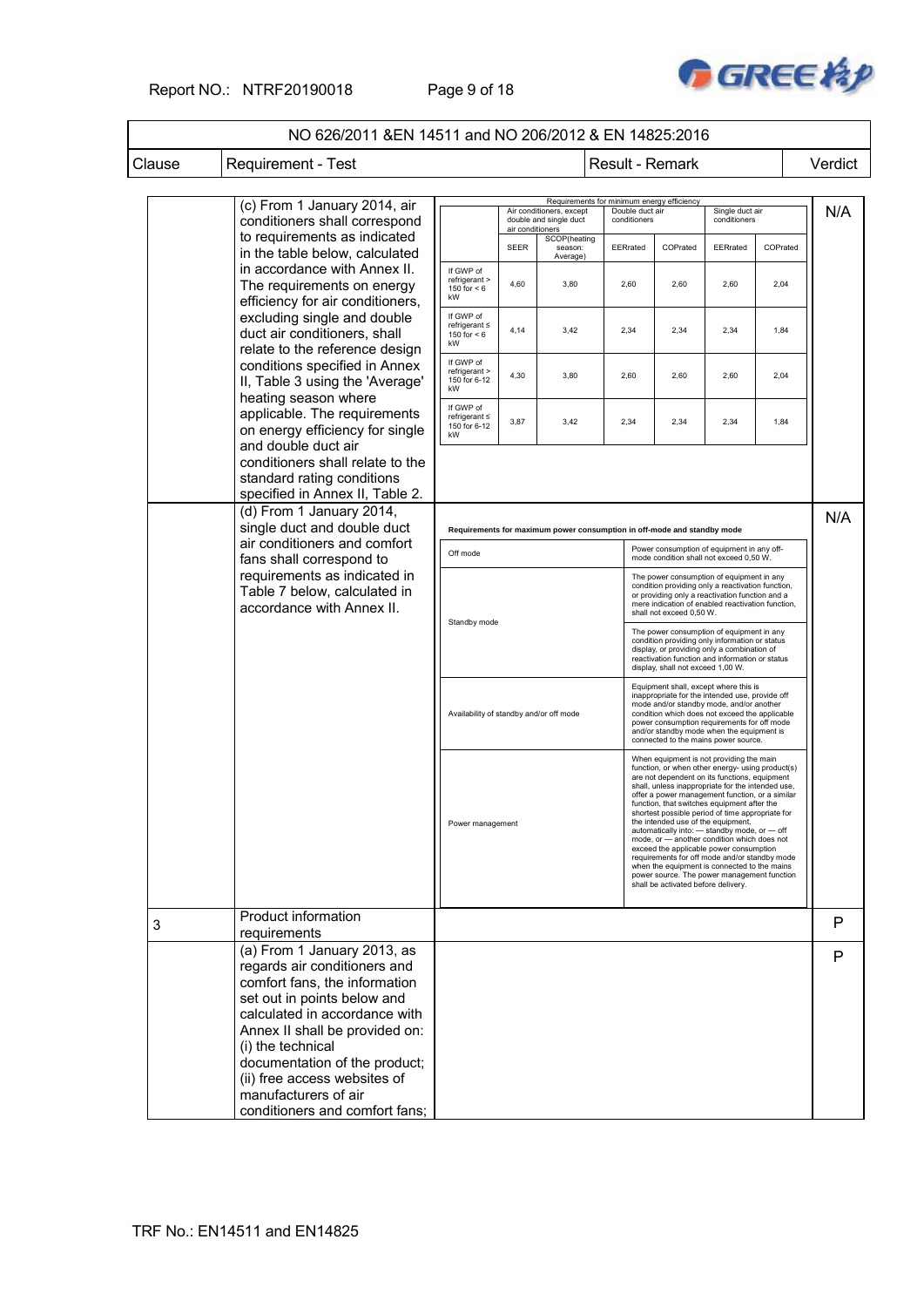NO 626/2011 &EN 14511 and NO 206/2012 & EN 14825:2016

| Clause | Requirement - Test | Result - Remark | Verdict |
|---|---|---|---|
| | (c) From 1 January 2014, air conditioners shall correspond to requirements as indicated in the table below, calculated in accordance with Annex II. The requirements on energy efficiency for air conditioners, excluding single and double duct air conditioners, shall relate to the reference design conditions specified in Annex II, Table 3 using the 'Average' heating season where applicable. The requirements on energy efficiency for single and double duct air conditioners shall relate to the standard rating conditions specified in Annex II, Table 2. | See table below | N/A |
| | (d) From 1 January 2014, single duct and double duct air conditioners and comfort fans shall correspond to requirements as indicated in Table 7 below, calculated in accordance with Annex II. | See table below | N/A |
| 3 | Product information requirements | | P |
| | (a) From 1 January 2013, as regards air conditioners and comfort fans, the information set out in points below and calculated in accordance with Annex II shall be provided on: (i) the technical documentation of the product; (ii) free access websites of manufacturers of air conditioners and comfort fans; | | P |

Requirements for minimum energy efficiency

| | Air conditioners, except double and single duct air conditioners | | Double duct air conditioners | | Single duct air conditioners | |
|---|---|---|---|---|---|---|
| | SEER | SCOP(heating season: Average) | EERrated | COPrated | EERrated | COPrated |
| If GWP of refrigerant > 150 for < 6 kW | 4,60 | 3,80 | 2,60 | 2,60 | 2,60 | 2,04 |
| If GWP of refrigerant ≤ 150 for < 6 kW | 4,14 | 3,42 | 2,34 | 2,34 | 2,34 | 1,84 |
| If GWP of refrigerant > 150 for 6-12 kW | 4,30 | 3,80 | 2,60 | 2,60 | 2,60 | 2,04 |
| If GWP of refrigerant ≤ 150 for 6-12 kW | 3,87 | 3,42 | 2,34 | 2,34 | 2,34 | 1,84 |

Requirements for maximum power consumption in off-mode and standby mode

| | |
|---|---|
| Off mode | Power consumption of equipment in any off-mode condition shall not exceed 0,50 W. |
| Standby mode | The power consumption of equipment in any condition providing only a reactivation function, or providing only a reactivation function and a mere indication of enabled reactivation function, shall not exceed 0,50 W. |
| | The power consumption of equipment in any condition providing only information or status display, or providing only a combination of reactivation function and information or status display, shall not exceed 1,00 W. |
| Availability of standby and/or off mode | Equipment shall, except where this is inappropriate for the intended use, provide off mode and/or standby mode, and/or another condition which does not exceed the applicable power consumption requirements for off mode and/or standby mode when the equipment is connected to the mains power source. |
| Power management | When equipment is not providing the main function, or when other energy- using product(s) are not dependent on its functions, equipment shall, unless inappropriate for the intended use, offer a power management function, or a similar function, that switches equipment after the shortest possible period of time appropriate for the intended use of the equipment, automatically into: — standby mode, or — off mode, or — another condition which does not exceed the applicable power consumption requirements for off mode and/or standby mode when the equipment is connected to the mains power source. The power management function shall be activated before delivery. |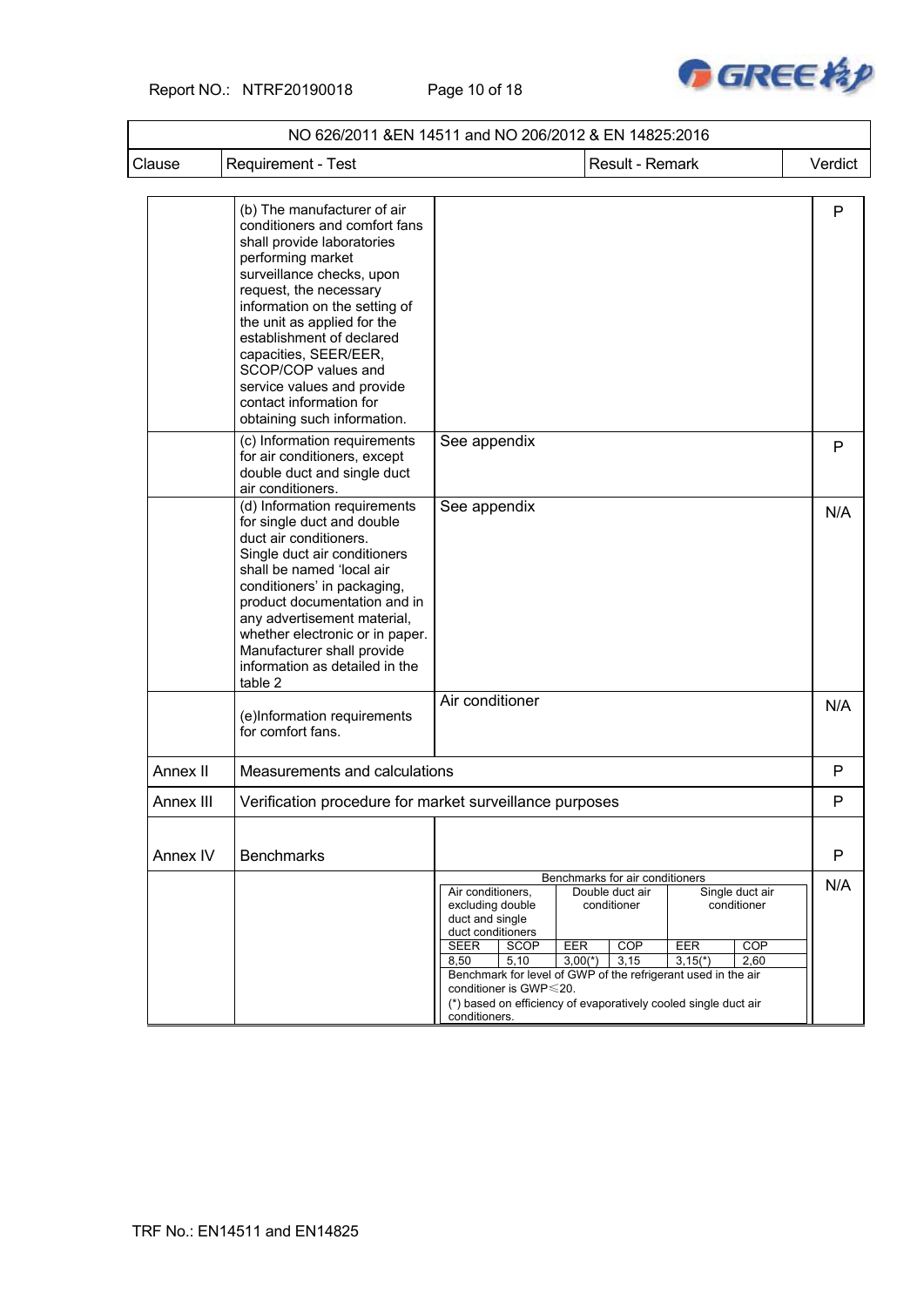| NO 626/2011 &EN 14511 and NO 206/2012 & EN 14825:2016 | | | |
|---|---|---|---|
| Clause | Requirement - Test | Result - Remark | Verdict |
| | (b) The manufacturer of air conditioners and comfort fans shall provide laboratories performing market surveillance checks, upon request, the necessary information on the setting of the unit as applied for the establishment of declared capacities, SEER/EER, SCOP/COP values and service values and provide contact information for obtaining such information. | | P |
| | (c) Information requirements for air conditioners, except double duct and single duct air conditioners. | See appendix | P |
| | (d) Information requirements for single duct and double duct air conditioners. Single duct air conditioners shall be named 'local air conditioners' in packaging, product documentation and in any advertisement material, whether electronic or in paper. Manufacturer shall provide information as detailed in the table 2 | See appendix | N/A |
| | (e)Information requirements for comfort fans. | Air conditioner | N/A |
| Annex II | Measurements and calculations | | P |
| Annex III | Verification procedure for market surveillance purposes | | P |
| Annex IV | Benchmarks | | P |
| | | Benchmarks for air conditioners (see table below) | N/A |

Benchmarks for air conditioners

| Air conditioners, excluding double duct and single duct conditioners | | Double duct air conditioner | | Single duct air conditioner | |
|---|---|---|---|---|---|
| SEER | SCOP | EER | COP | EER | COP |
| 8,50 | 5,10 | 3,00(*) | 3,15 | 3,15(*) | 2,60 |

Benchmark for level of GWP of the refrigerant used in the air conditioner is GWP≤20.

(*) based on efficiency of evaporatively cooled single duct air conditioners.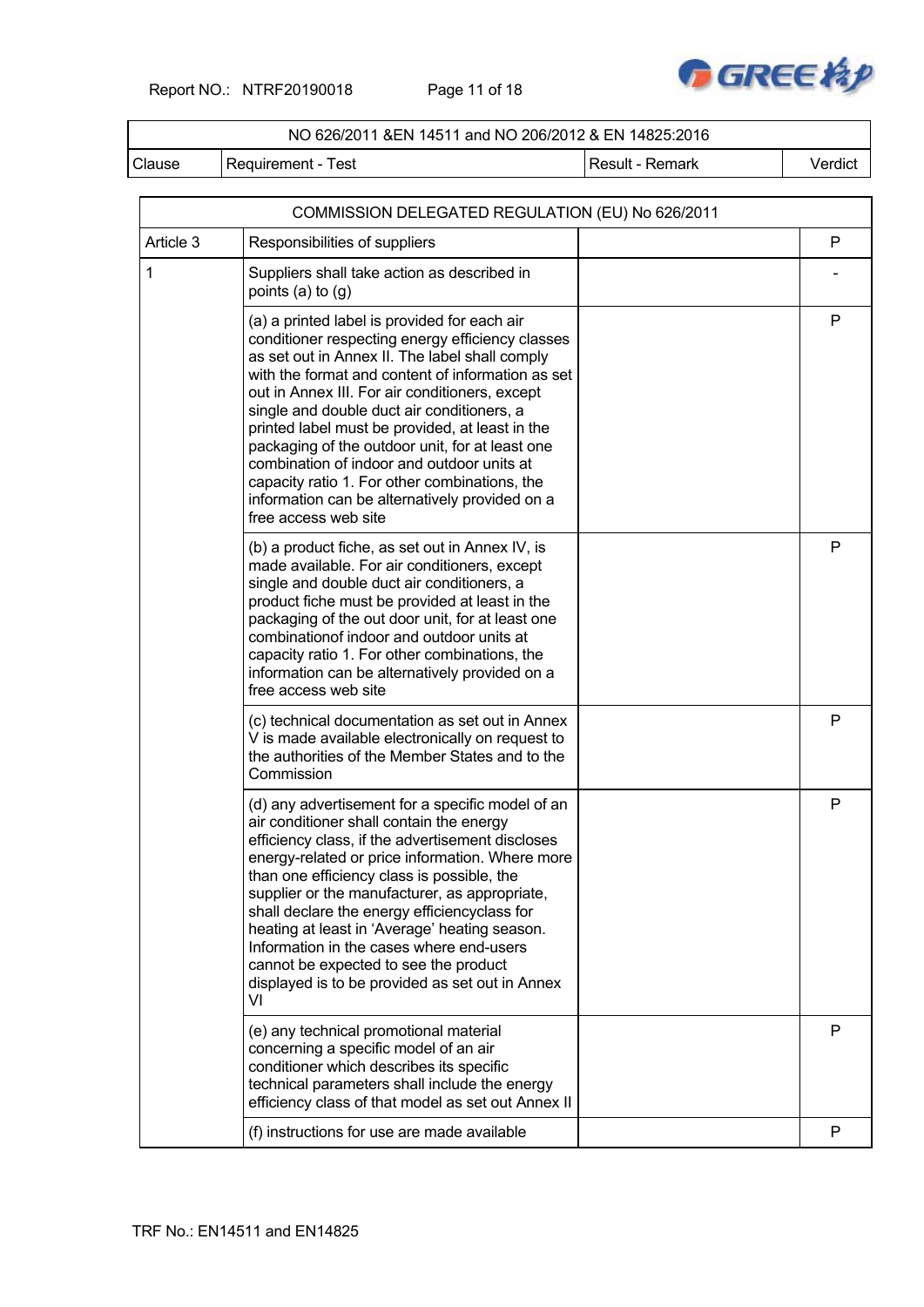| NO 626/2011 &EN 14511 and NO 206/2012 & EN 14825:2016 | | | |
|---|---|---|---|
| Clause | Requirement - Test | Result - Remark | Verdict |

| COMMISSION DELEGATED REGULATION (EU) No 626/2011 | | | |
|---|---|---|---|
| Article 3 | Responsibilities of suppliers | | P |
| 1 | Suppliers shall take action as described in points (a) to (g) | | - |
| | (a) a printed label is provided for each air conditioner respecting energy efficiency classes as set out in Annex II. The label shall comply with the format and content of information as set out in Annex III. For air conditioners, except single and double duct air conditioners, a printed label must be provided, at least in the packaging of the outdoor unit, for at least one combination of indoor and outdoor units at capacity ratio 1. For other combinations, the information can be alternatively provided on a free access web site | | P |
| | (b) a product fiche, as set out in Annex IV, is made available. For air conditioners, except single and double duct air conditioners, a product fiche must be provided at least in the packaging of the out door unit, for at least one combinationof indoor and outdoor units at capacity ratio 1. For other combinations, the information can be alternatively provided on a free access web site | | P |
| | (c) technical documentation as set out in Annex V is made available electronically on request to the authorities of the Member States and to the Commission | | P |
| | (d) any advertisement for a specific model of an air conditioner shall contain the energy efficiency class, if the advertisement discloses energy-related or price information. Where more than one efficiency class is possible, the supplier or the manufacturer, as appropriate, shall declare the energy efficiencyclass for heating at least in 'Average' heating season. Information in the cases where end-users cannot be expected to see the product displayed is to be provided as set out in Annex VI | | P |
| | (e) any technical promotional material concerning a specific model of an air conditioner which describes its specific technical parameters shall include the energy efficiency class of that model as set out Annex II | | P |
| | (f) instructions for use are made available | | P |

TRF No.: EN14511 and EN14825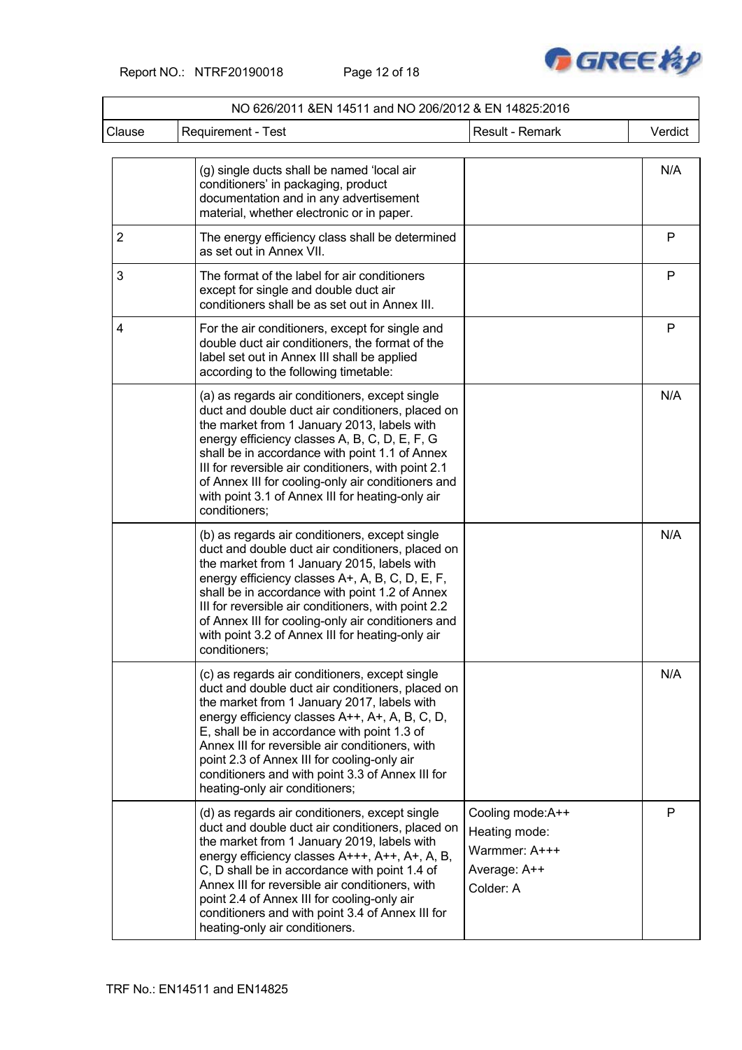| NO 626/2011 &EN 14511 and NO 206/2012 & EN 14825:2016 | | | |
|---|---|---|---|
| Clause | Requirement - Test | Result - Remark | Verdict |
| | (g) single ducts shall be named 'local air conditioners' in packaging, product documentation and in any advertisement material, whether electronic or in paper. | | N/A |
| 2 | The energy efficiency class shall be determined as set out in Annex VII. | | P |
| 3 | The format of the label for air conditioners except for single and double duct air conditioners shall be as set out in Annex III. | | P |
| 4 | For the air conditioners, except for single and double duct air conditioners, the format of the label set out in Annex III shall be applied according to the following timetable: | | P |
| | (a) as regards air conditioners, except single duct and double duct air conditioners, placed on the market from 1 January 2013, labels with energy efficiency classes A, B, C, D, E, F, G shall be in accordance with point 1.1 of Annex III for reversible air conditioners, with point 2.1 of Annex III for cooling-only air conditioners and with point 3.1 of Annex III for heating-only air conditioners; | | N/A |
| | (b) as regards air conditioners, except single duct and double duct air conditioners, placed on the market from 1 January 2015, labels with energy efficiency classes A+, A, B, C, D, E, F, shall be in accordance with point 1.2 of Annex III for reversible air conditioners, with point 2.2 of Annex III for cooling-only air conditioners and with point 3.2 of Annex III for heating-only air conditioners; | | N/A |
| | (c) as regards air conditioners, except single duct and double duct air conditioners, placed on the market from 1 January 2017, labels with energy efficiency classes A++, A+, A, B, C, D, E, shall be in accordance with point 1.3 of Annex III for reversible air conditioners, with point 2.3 of Annex III for cooling-only air conditioners and with point 3.3 of Annex III for heating-only air conditioners; | | N/A |
| | (d) as regards air conditioners, except single duct and double duct air conditioners, placed on the market from 1 January 2019, labels with energy efficiency classes A+++, A++, A+, A, B, C, D shall be in accordance with point 1.4 of Annex III for reversible air conditioners, with point 2.4 of Annex III for cooling-only air conditioners and with point 3.4 of Annex III for heating-only air conditioners. | Cooling mode:A++<br>Heating mode:<br>Warmmer: A+++<br>Average: A++<br>Colder: A | P |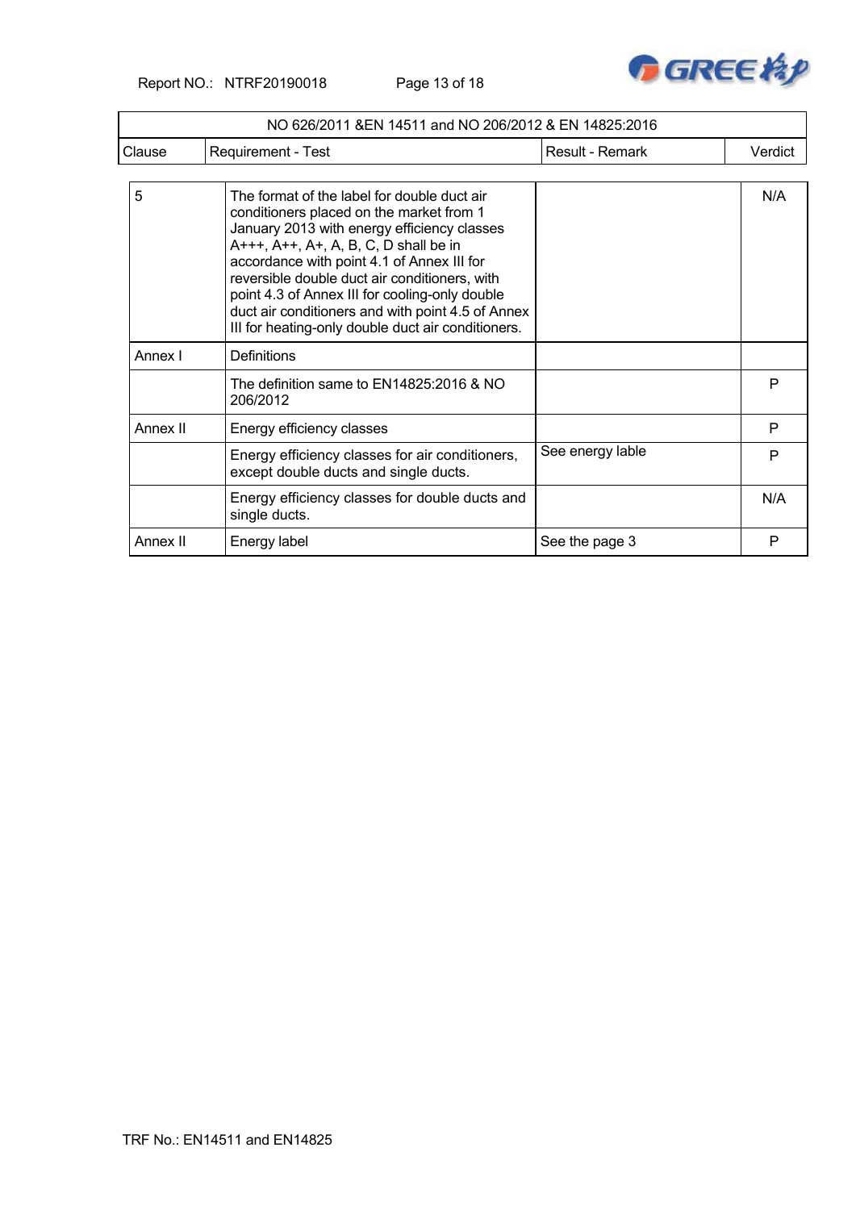| NO 626/2011 &EN 14511 and NO 206/2012 & EN 14825:2016 | | | |
|---|---|---|---|
| Clause | Requirement - Test | Result - Remark | Verdict |
| 5 | The format of the label for double duct air conditioners placed on the market from 1 January 2013 with energy efficiency classes A+++, A++, A+, A, B, C, D shall be in accordance with point 4.1 of Annex III for reversible double duct air conditioners, with point 4.3 of Annex III for cooling-only double duct air conditioners and with point 4.5 of Annex III for heating-only double duct air conditioners. | | N/A |
| Annex I | Definitions | | |
| | The definition same to EN14825:2016 & NO 206/2012 | | P |
| Annex II | Energy efficiency classes | | P |
| | Energy efficiency classes for air conditioners, except double ducts and single ducts. | See energy lable | P |
| | Energy efficiency classes for double ducts and single ducts. | | N/A |
| Annex II | Energy label | See the page 3 | P |

TRF No.: EN14511 and EN14825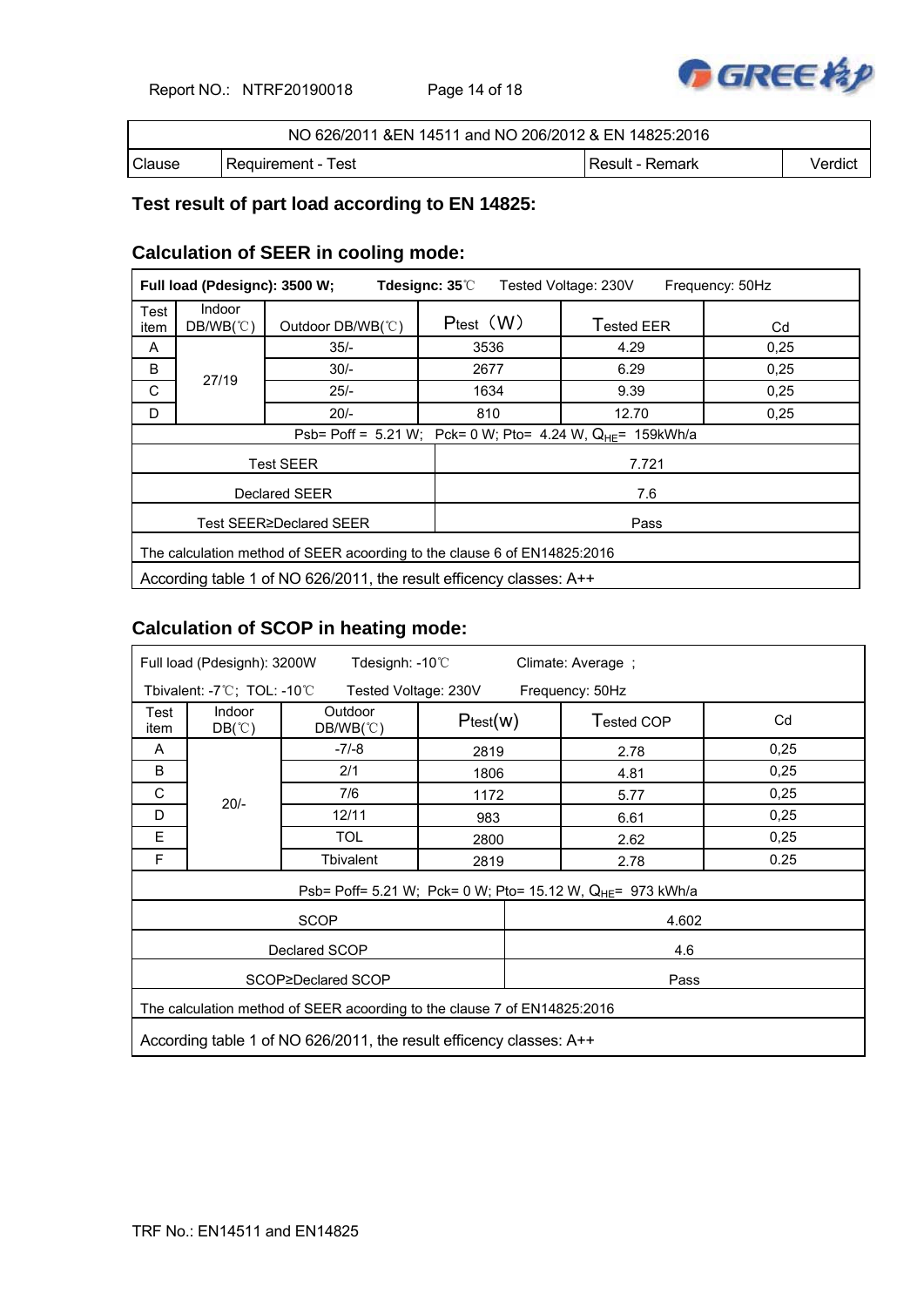| NO 626/2011 &EN 14511 and NO 206/2012 & EN 14825:2016 | | | |
|---|---|---|---|
| Clause | Requirement - Test | Result - Remark | Verdict |

### Test result of part load according to EN 14825:

### Calculation of SEER in cooling mode:

| **Full load (Pdesignc): 3500 W;** **Tdesignc: 35℃** Tested Voltage: 230V Frequency: 50Hz | | | | | |
|---|---|---|---|---|---|
| Test item | Indoor DB/WB(℃) | Outdoor DB/WB(℃) | Ptest（W） | Tested EER | Cd |
| A | 27/19 | 35/- | 3536 | 4.29 | 0,25 |
| B | | 30/- | 2677 | 6.29 | 0,25 |
| C | | 25/- | 1634 | 9.39 | 0,25 |
| D | | 20/- | 810 | 12.70 | 0,25 |
| Psb= Poff = 5.21 W; Pck= 0 W; Pto= 4.24 W, $Q_{HE}$= 159kWh/a | | | | | |
| Test SEER | | | 7.721 | | |
| Declared SEER | | | 7.6 | | |
| Test SEER≥Declared SEER | | | Pass | | |
| The calculation method of SEER acoording to the clause 6 of EN14825:2016 | | | | | |
| According table 1 of NO 626/2011, the result efficency classes: A++ | | | | | |

### Calculation of SCOP in heating mode:

| Full load (Pdesignh): 3200W Tdesignh: -10℃ Climate: Average ; Tbivalent: -7℃; TOL: -10℃ Tested Voltage: 230V Frequency: 50Hz | | | | | |
|---|---|---|---|---|---|
| Test item | Indoor DB(℃) | Outdoor DB/WB(℃) | Ptest(W) | Tested COP | Cd |
| A | 20/- | -7/-8 | 2819 | 2.78 | 0,25 |
| B | | 2/1 | 1806 | 4.81 | 0,25 |
| C | | 7/6 | 1172 | 5.77 | 0,25 |
| D | | 12/11 | 983 | 6.61 | 0,25 |
| E | | TOL | 2800 | 2.62 | 0,25 |
| F | | Tbivalent | 2819 | 2.78 | 0.25 |
| Psb= Poff= 5.21 W; Pck= 0 W; Pto= 15.12 W, $Q_{HE}$= 973 kWh/a | | | | | |
| SCOP | | | 4.602 | | |
| Declared SCOP | | | 4.6 | | |
| SCOP≥Declared SCOP | | | Pass | | |
| The calculation method of SEER acoording to the clause 7 of EN14825:2016 | | | | | |
| According table 1 of NO 626/2011, the result efficency classes: A++ | | | | | |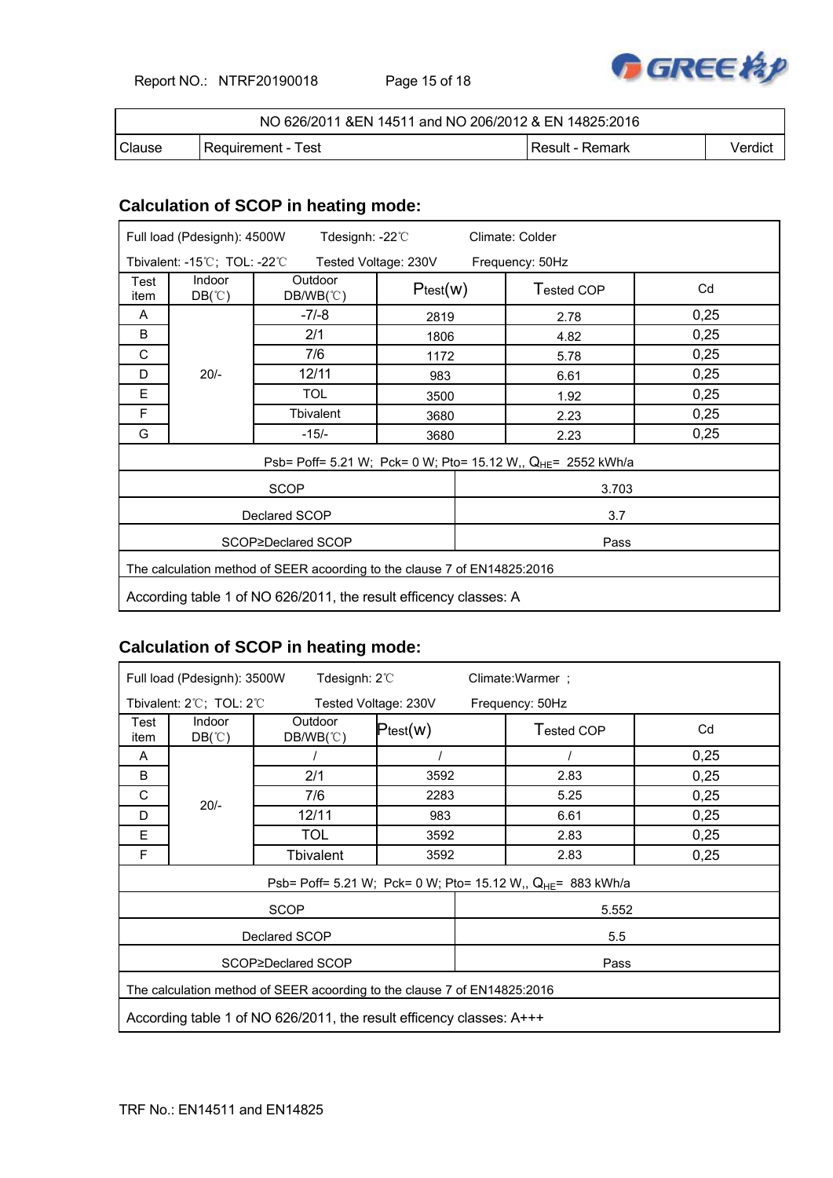| NO 626/2011 &EN 14511 and NO 206/2012 & EN 14825:2016 | | | |
|---|---|---|---|
| Clause | Requirement - Test | Result - Remark | Verdict |

## Calculation of SCOP in heating mode:

| Full load (Pdesignh): 4500W Tdesignh: -22℃ Climate: Colder | | | | | |
|---|---|---|---|---|---|
| Tbivalent: -15℃; TOL: -22℃ Tested Voltage: 230V Frequency: 50Hz | | | | | |
| Test item | Indoor DB(℃) | Outdoor DB/WB(℃) | $P_{test}$(w) | Tested COP | Cd |
| A | 20/- | -7/-8 | 2819 | 2.78 | 0,25 |
| B | | 2/1 | 1806 | 4.82 | 0,25 |
| C | | 7/6 | 1172 | 5.78 | 0,25 |
| D | | 12/11 | 983 | 6.61 | 0,25 |
| E | | TOL | 3500 | 1.92 | 0,25 |
| F | | Tbivalent | 3680 | 2.23 | 0,25 |
| G | | -15/- | 3680 | 2.23 | 0,25 |
| Psb= Poff= 5.21 W; Pck= 0 W; Pto= 15.12 W,, $Q_{HE}$= 2552 kWh/a | | | | | |
| SCOP | | | 3.703 | | |
| Declared SCOP | | | 3.7 | | |
| SCOP≥Declared SCOP | | | Pass | | |
| The calculation method of SEER acoording to the clause 7 of EN14825:2016 | | | | | |
| According table 1 of NO 626/2011, the result efficency classes: A | | | | | |

## Calculation of SCOP in heating mode:

| Full load (Pdesignh): 3500W Tdesignh: 2℃ Climate:Warmer ; | | | | | |
|---|---|---|---|---|---|
| Tbivalent: 2℃; TOL: 2℃ Tested Voltage: 230V Frequency: 50Hz | | | | | |
| Test item | Indoor DB(℃) | Outdoor DB/WB(℃) | $P_{test}$(w) | Tested COP | Cd |
| A | 20/- | / | / | / | 0,25 |
| B | | 2/1 | 3592 | 2.83 | 0,25 |
| C | | 7/6 | 2283 | 5.25 | 0,25 |
| D | | 12/11 | 983 | 6.61 | 0,25 |
| E | | TOL | 3592 | 2.83 | 0,25 |
| F | | Tbivalent | 3592 | 2.83 | 0,25 |
| Psb= Poff= 5.21 W; Pck= 0 W; Pto= 15.12 W,, $Q_{HE}$= 883 kWh/a | | | | | |
| SCOP | | | 5.552 | | |
| Declared SCOP | | | 5.5 | | |
| SCOP≥Declared SCOP | | | Pass | | |
| The calculation method of SEER acoording to the clause 7 of EN14825:2016 | | | | | |
| According table 1 of NO 626/2011, the result efficency classes: A+++ | | | | | |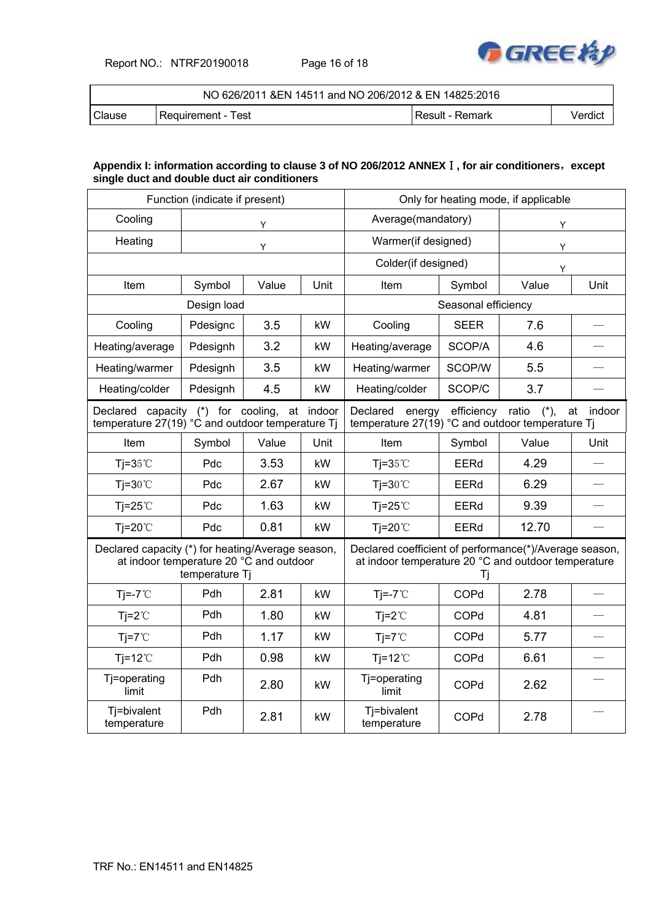| NO 626/2011 &EN 14511 and NO 206/2012 & EN 14825:2016 | | | |
|---|---|---|---|
| Clause | Requirement - Test | Result - Remark | Verdict |

**Appendix I: information according to clause 3 of NO 206/2012 ANNEX Ⅰ, for air conditioners，except single duct and double duct air conditioners**

| Function (indicate if present) | | | | Only for heating mode, if applicable | | | |
|---|---|---|---|---|---|---|---|
| Cooling | Y | | | Average(mandatory) | | Y | |
| Heating | Y | | | Warmer(if designed) | | Y | |
| | | | | Colder(if designed) | | Y | |
| Item | Symbol | Value | Unit | Item | Symbol | Value | Unit |
| Design load | | | | Seasonal efficiency | | | |
| Cooling | Pdesignc | 3.5 | kW | Cooling | SEER | 7.6 | — |
| Heating/average | Pdesignh | 3.2 | kW | Heating/average | SCOP/A | 4.6 | — |
| Heating/warmer | Pdesignh | 3.5 | kW | Heating/warmer | SCOP/W | 5.5 | — |
| Heating/colder | Pdesignh | 4.5 | kW | Heating/colder | SCOP/C | 3.7 | — |
| Declared capacity (*) for cooling, at indoor temperature 27(19) °C and outdoor temperature Tj | | | | Declared energy efficiency ratio (*), at indoor temperature 27(19) °C and outdoor temperature Tj | | | |
| Item | Symbol | Value | Unit | Item | Symbol | Value | Unit |
| Tj=35℃ | Pdc | 3.53 | kW | Tj=35℃ | EERd | 4.29 | — |
| Tj=30℃ | Pdc | 2.67 | kW | Tj=30℃ | EERd | 6.29 | — |
| Tj=25℃ | Pdc | 1.63 | kW | Tj=25℃ | EERd | 9.39 | — |
| Tj=20℃ | Pdc | 0.81 | kW | Tj=20℃ | EERd | 12.70 | — |
| Declared capacity (*) for heating/Average season, at indoor temperature 20 °C and outdoor temperature Tj | | | | Declared coefficient of performance(*)/Average season, at indoor temperature 20 °C and outdoor temperature Tj | | | |
| Tj=-7℃ | Pdh | 2.81 | kW | Tj=-7℃ | COPd | 2.78 | — |
| Tj=2℃ | Pdh | 1.80 | kW | Tj=2℃ | COPd | 4.81 | — |
| Tj=7℃ | Pdh | 1.17 | kW | Tj=7℃ | COPd | 5.77 | — |
| Tj=12℃ | Pdh | 0.98 | kW | Tj=12℃ | COPd | 6.61 | — |
| Tj=operating limit | Pdh | 2.80 | kW | Tj=operating limit | COPd | 2.62 | — |
| Tj=bivalent temperature | Pdh | 2.81 | kW | Tj=bivalent temperature | COPd | 2.78 | — |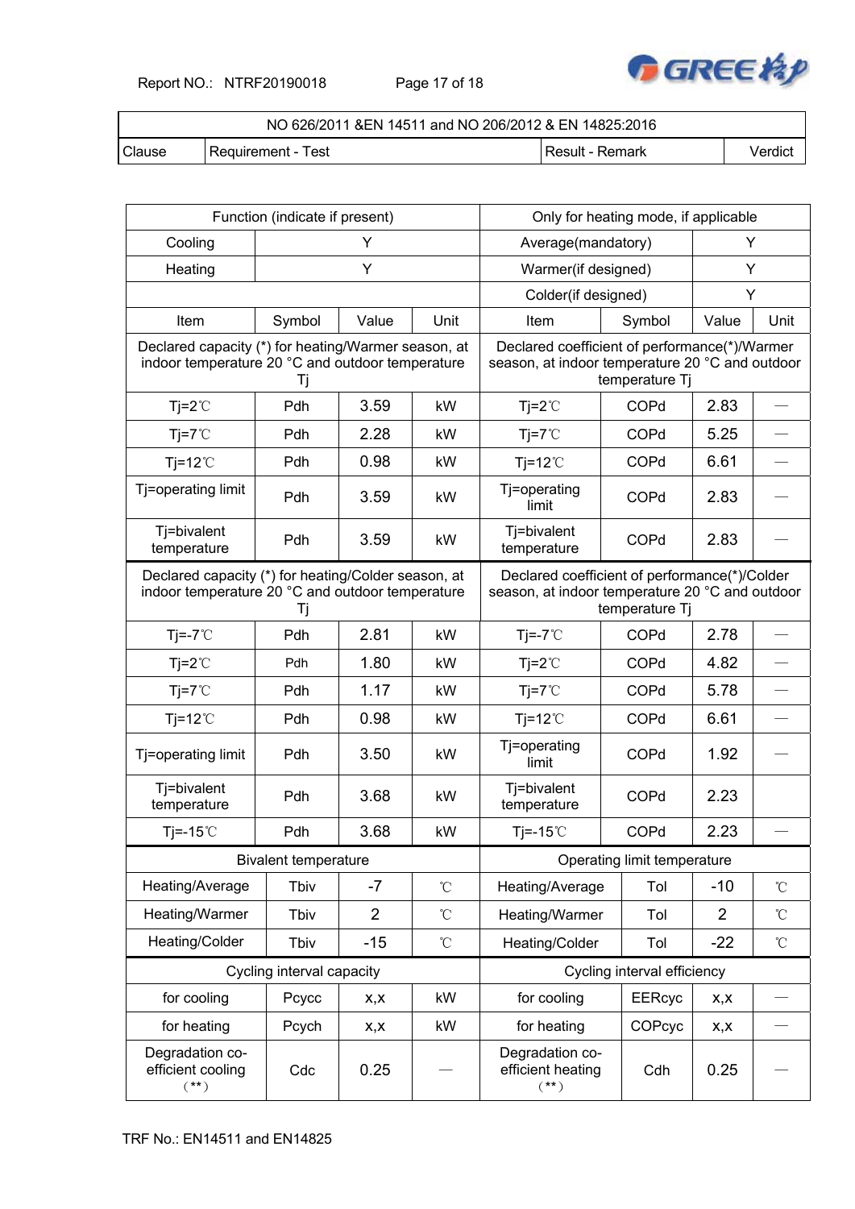| NO 626/2011 &EN 14511 and NO 206/2012 & EN 14825:2016 | | | |
|---|---|---|---|
| Clause | Requirement - Test | Result - Remark | Verdict |

| Function (indicate if present) | | | | Only for heating mode, if applicable | | | |
|---|---|---|---|---|---|---|---|
| Cooling | Y | | | Average(mandatory) | | Y | |
| Heating | Y | | | Warmer(if designed) | | Y | |
| | | | | Colder(if designed) | | Y | |
| Item | Symbol | Value | Unit | Item | Symbol | Value | Unit |
| Declared capacity (*) for heating/Warmer season, at indoor temperature 20 °C and outdoor temperature Tj | | | | Declared coefficient of performance(*)/Warmer season, at indoor temperature 20 °C and outdoor temperature Tj | | | |
| Tj=2℃ | Pdh | 3.59 | kW | Tj=2℃ | COPd | 2.83 | — |
| Tj=7℃ | Pdh | 2.28 | kW | Tj=7℃ | COPd | 5.25 | — |
| Tj=12℃ | Pdh | 0.98 | kW | Tj=12℃ | COPd | 6.61 | — |
| Tj=operating limit | Pdh | 3.59 | kW | Tj=operating limit | COPd | 2.83 | — |
| Tj=bivalent temperature | Pdh | 3.59 | kW | Tj=bivalent temperature | COPd | 2.83 | — |
| Declared capacity (*) for heating/Colder season, at indoor temperature 20 °C and outdoor temperature Tj | | | | Declared coefficient of performance(*)/Colder season, at indoor temperature 20 °C and outdoor temperature Tj | | | |
| Tj=-7℃ | Pdh | 2.81 | kW | Tj=-7℃ | COPd | 2.78 | — |
| Tj=2℃ | Pdh | 1.80 | kW | Tj=2℃ | COPd | 4.82 | — |
| Tj=7℃ | Pdh | 1.17 | kW | Tj=7℃ | COPd | 5.78 | — |
| Tj=12℃ | Pdh | 0.98 | kW | Tj=12℃ | COPd | 6.61 | — |
| Tj=operating limit | Pdh | 3.50 | kW | Tj=operating limit | COPd | 1.92 | — |
| Tj=bivalent temperature | Pdh | 3.68 | kW | Tj=bivalent temperature | COPd | 2.23 | |
| Tj=-15℃ | Pdh | 3.68 | kW | Tj=-15℃ | COPd | 2.23 | — |
| Bivalent temperature | | | | Operating limit temperature | | | |
| Heating/Average | Tbiv | -7 | ℃ | Heating/Average | Tol | -10 | ℃ |
| Heating/Warmer | Tbiv | 2 | ℃ | Heating/Warmer | Tol | 2 | ℃ |
| Heating/Colder | Tbiv | -15 | ℃ | Heating/Colder | Tol | -22 | ℃ |
| Cycling interval capacity | | | | Cycling interval efficiency | | | |
| for cooling | Pcycc | x,x | kW | for cooling | EERcyc | x,x | — |
| for heating | Pcych | x,x | kW | for heating | COPcyc | x,x | — |
| Degradation co-efficient cooling (**) | Cdc | 0.25 | — | Degradation co-efficient heating (**) | Cdh | 0.25 | — |

TRF No.: EN14511 and EN14825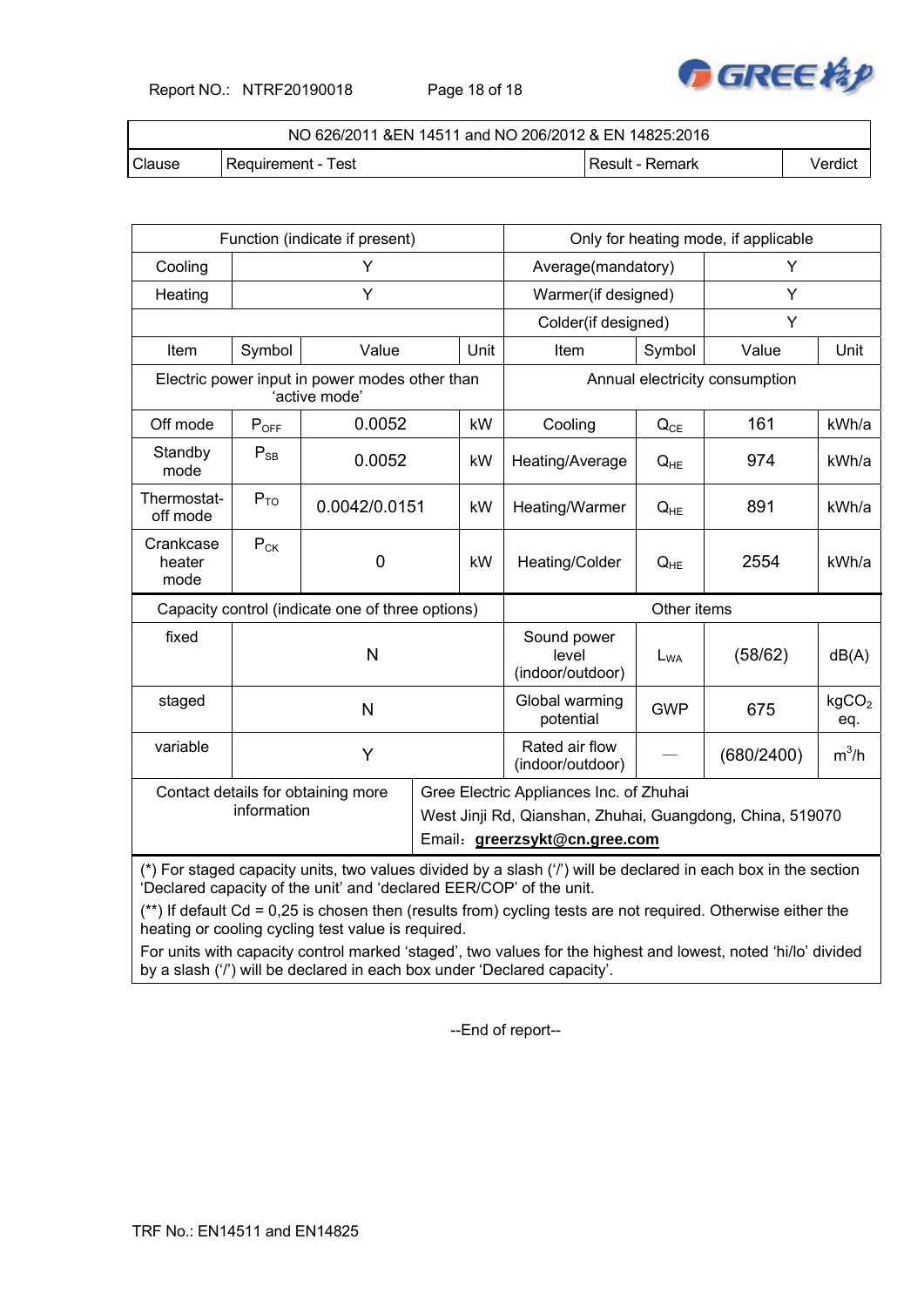| NO 626/2011 &EN 14511 and NO 206/2012 & EN 14825:2016 | | | |
|---|---|---|---|
| Clause | Requirement - Test | Result - Remark | Verdict |

| Function (indicate if present) | | | | Only for heating mode, if applicable | | | |
|---|---|---|---|---|---|---|---|
| Cooling | Y | | | Average(mandatory) | | Y | |
| Heating | Y | | | Warmer(if designed) | | Y | |
| | | | | Colder(if designed) | | Y | |
| Item | Symbol | Value | Unit | Item | Symbol | Value | Unit |
| Electric power input in power modes other than 'active mode' | | | | Annual electricity consumption | | | |
| Off mode | $P_{OFF}$ | 0.0052 | kW | Cooling | $Q_{CE}$ | 161 | kWh/a |
| Standby mode | $P_{SB}$ | 0.0052 | kW | Heating/Average | $Q_{HE}$ | 974 | kWh/a |
| Thermostat-off mode | $P_{TO}$ | 0.0042/0.0151 | kW | Heating/Warmer | $Q_{HE}$ | 891 | kWh/a |
| Crankcase heater mode | $P_{CK}$ | 0 | kW | Heating/Colder | $Q_{HE}$ | 2554 | kWh/a |
| Capacity control (indicate one of three options) | | | | Other items | | | |
| fixed | N | | | Sound power level (indoor/outdoor) | $L_{WA}$ | (58/62) | dB(A) |
| staged | N | | | Global warming potential | GWP | 675 | $kgCO_2$ eq. |
| variable | Y | | | Rated air flow (indoor/outdoor) | — | (680/2400) | $m^3/h$ |
| Contact details for obtaining more information | | Gree Electric Appliances Inc. of Zhuhai<br>West Jinji Rd, Qianshan, Zhuhai, Guangdong, China, 519070<br>Email：**greerzsykt@cn.gree.com** | | | | | |

(*) For staged capacity units, two values divided by a slash ('/') will be declared in each box in the section 'Declared capacity of the unit' and 'declared EER/COP' of the unit.

(**) If default Cd = 0,25 is chosen then (results from) cycling tests are not required. Otherwise either the heating or cooling cycling test value is required.

For units with capacity control marked 'staged', two values for the highest and lowest, noted 'hi/lo' divided by a slash ('/') will be declared in each box under 'Declared capacity'.

--End of report--